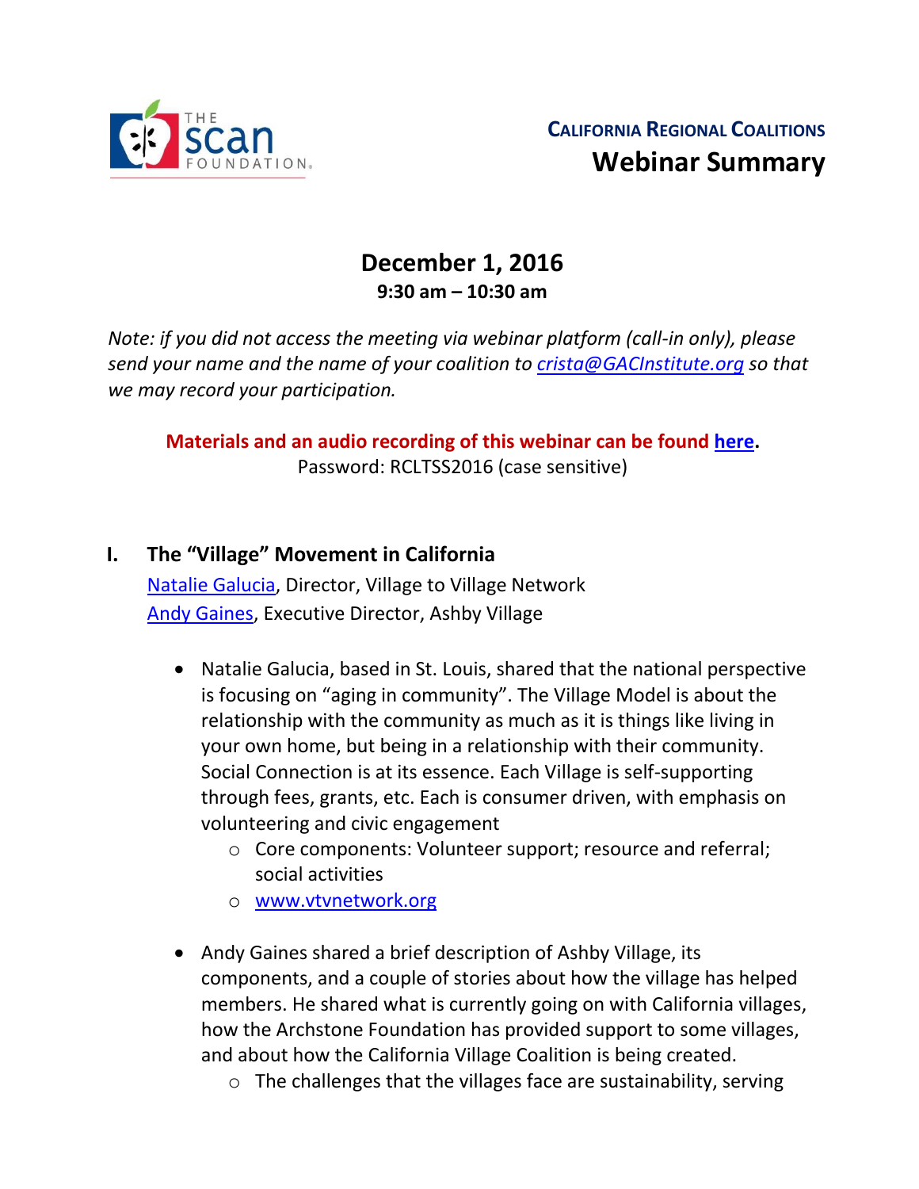THE SCAN FOUNDATION

**CALIFORNIA REGIONAL COALITIONS**

# Webinar Summary

## December 1, 2016
**9:30 am – 10:30 am**

*Note: if you did not access the meeting via webinar platform (call-in only), please send your name and the name of your coalition to [crista@GACInstitute.org](mailto:crista@GACInstitute.org) so that we may record your participation.*

**Materials and an audio recording of this webinar can be found [here](#).**
Password: RCLTSS2016 (case sensitive)

## I. The "Village" Movement in California

[Natalie Galucia](#), Director, Village to Village Network
[Andy Gaines](#), Executive Director, Ashby Village

- Natalie Galucia, based in St. Louis, shared that the national perspective is focusing on "aging in community". The Village Model is about the relationship with the community as much as it is things like living in your own home, but being in a relationship with their community. Social Connection is at its essence. Each Village is self-supporting through fees, grants, etc. Each is consumer driven, with emphasis on volunteering and civic engagement
  - Core components: Volunteer support; resource and referral; social activities
  - [www.vtvnetwork.org](http://www.vtvnetwork.org)
- Andy Gaines shared a brief description of Ashby Village, its components, and a couple of stories about how the village has helped members. He shared what is currently going on with California villages, how the Archstone Foundation has provided support to some villages, and about how the California Village Coalition is being created.
  - The challenges that the villages face are sustainability, serving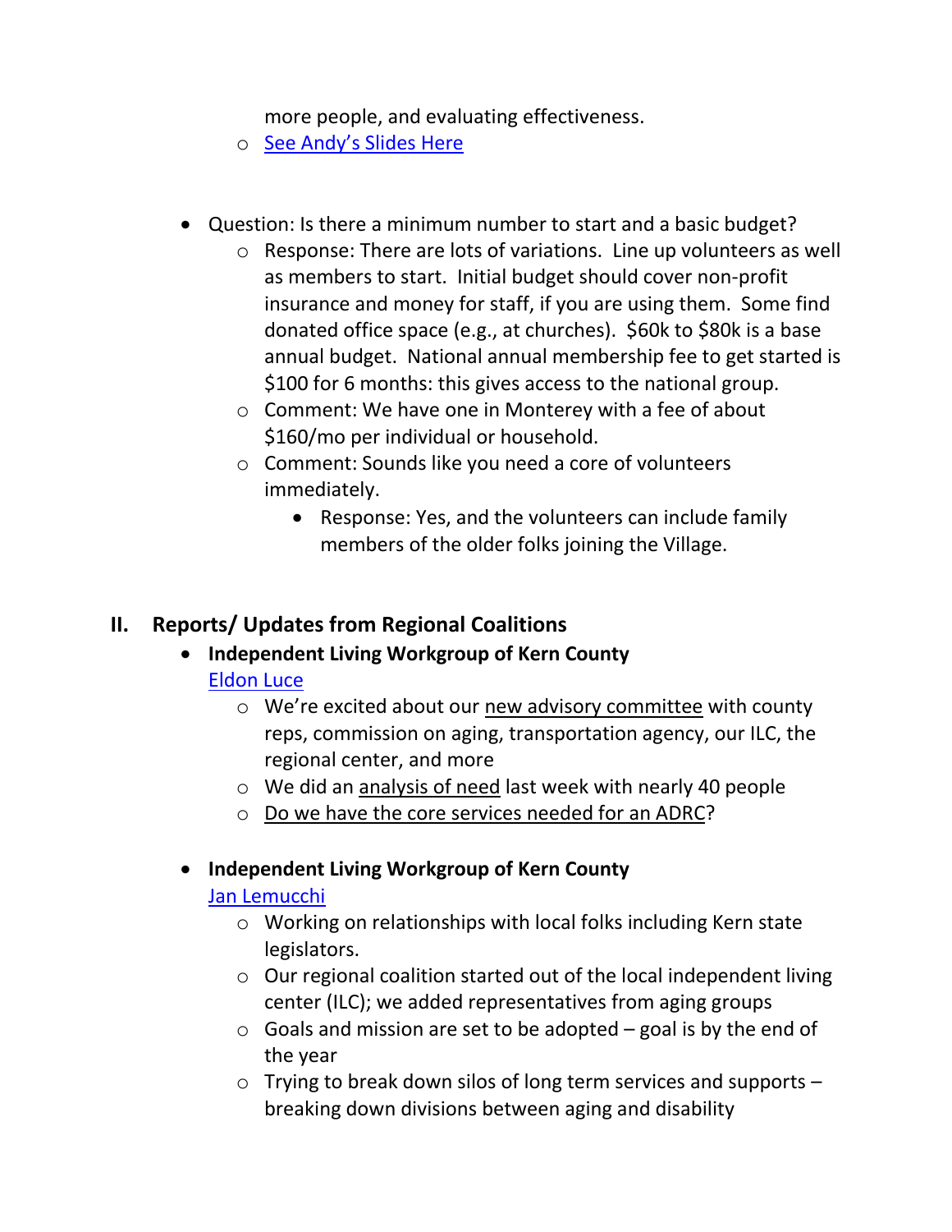more people, and evaluating effectiveness.
  - [See Andy's Slides Here]

- Question: Is there a minimum number to start and a basic budget?
  - Response: There are lots of variations. Line up volunteers as well as members to start. Initial budget should cover non-profit insurance and money for staff, if you are using them. Some find donated office space (e.g., at churches). $60k to $80k is a base annual budget. National annual membership fee to get started is $100 for 6 months: this gives access to the national group.
  - Comment: We have one in Monterey with a fee of about $160/mo per individual or household.
  - Comment: Sounds like you need a core of volunteers immediately.
    - Response: Yes, and the volunteers can include family members of the older folks joining the Village.

## II. Reports/ Updates from Regional Coalitions

- **Independent Living Workgroup of Kern County**
  Eldon Luce
  - We're excited about our new advisory committee with county reps, commission on aging, transportation agency, our ILC, the regional center, and more
  - We did an analysis of need last week with nearly 40 people
  - Do we have the core services needed for an ADRC?

- **Independent Living Workgroup of Kern County**
  Jan Lemucchi
  - Working on relationships with local folks including Kern state legislators.
  - Our regional coalition started out of the local independent living center (ILC); we added representatives from aging groups
  - Goals and mission are set to be adopted – goal is by the end of the year
  - Trying to break down silos of long term services and supports – breaking down divisions between aging and disability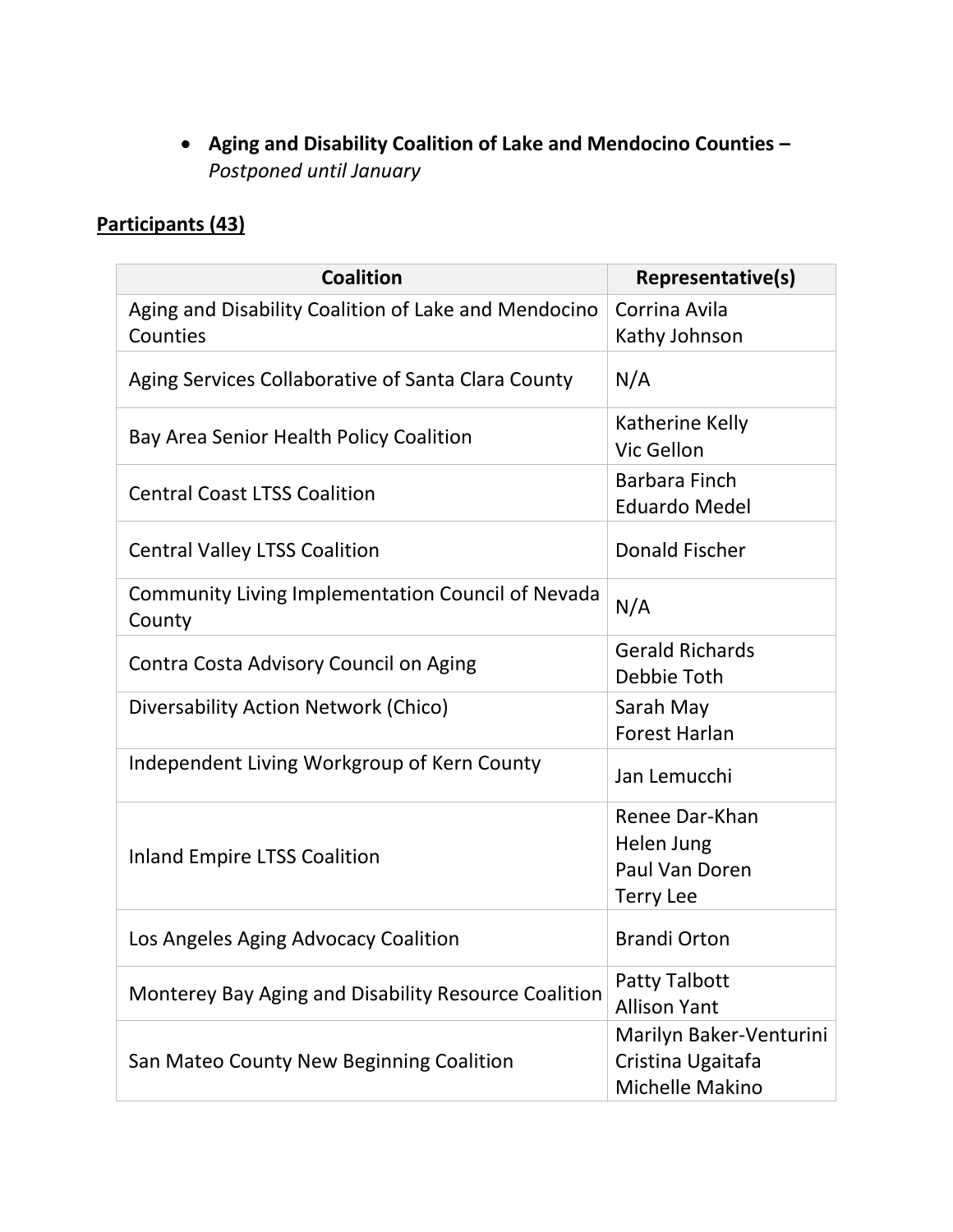- **Aging and Disability Coalition of Lake and Mendocino Counties –** *Postponed until January*

**<u>Participants (43)</u>**

| Coalition | Representative(s) |
|---|---|
| Aging and Disability Coalition of Lake and Mendocino Counties | Corrina Avila<br>Kathy Johnson |
| Aging Services Collaborative of Santa Clara County | N/A |
| Bay Area Senior Health Policy Coalition | Katherine Kelly<br>Vic Gellon |
| Central Coast LTSS Coalition | Barbara Finch<br>Eduardo Medel |
| Central Valley LTSS Coalition | Donald Fischer |
| Community Living Implementation Council of Nevada County | N/A |
| Contra Costa Advisory Council on Aging | Gerald Richards<br>Debbie Toth |
| Diversability Action Network (Chico) | Sarah May<br>Forest Harlan |
| Independent Living Workgroup of Kern County | Jan Lemucchi |
| Inland Empire LTSS Coalition | Renee Dar-Khan<br>Helen Jung<br>Paul Van Doren<br>Terry Lee |
| Los Angeles Aging Advocacy Coalition | Brandi Orton |
| Monterey Bay Aging and Disability Resource Coalition | Patty Talbott<br>Allison Yant |
| San Mateo County New Beginning Coalition | Marilyn Baker-Venturini<br>Cristina Ugaitafa<br>Michelle Makino |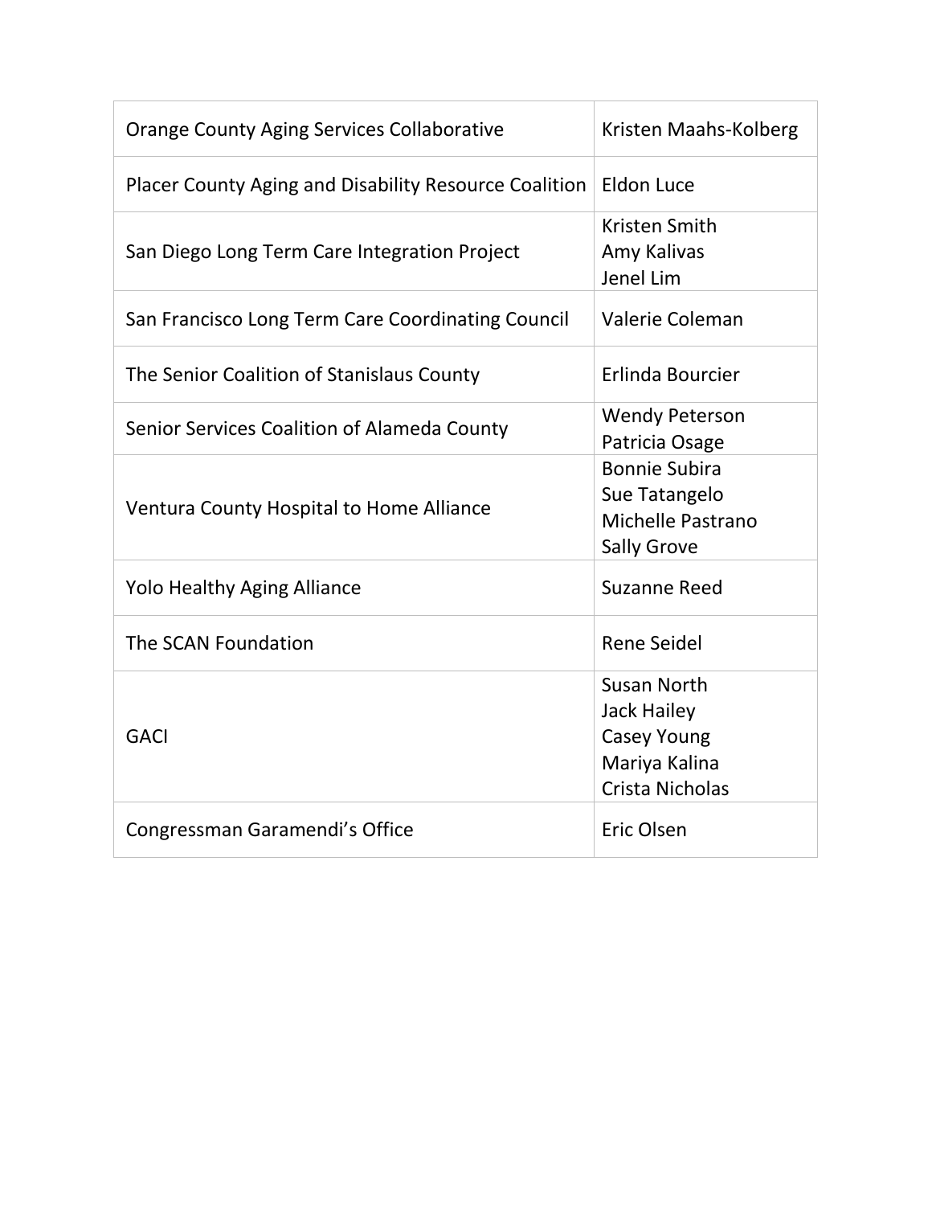| | |
|---|---|
| Orange County Aging Services Collaborative | Kristen Maahs-Kolberg |
| Placer County Aging and Disability Resource Coalition | Eldon Luce |
| San Diego Long Term Care Integration Project | Kristen Smith<br>Amy Kalivas<br>Jenel Lim |
| San Francisco Long Term Care Coordinating Council | Valerie Coleman |
| The Senior Coalition of Stanislaus County | Erlinda Bourcier |
| Senior Services Coalition of Alameda County | Wendy Peterson<br>Patricia Osage |
| Ventura County Hospital to Home Alliance | Bonnie Subira<br>Sue Tatangelo<br>Michelle Pastrano<br>Sally Grove |
| Yolo Healthy Aging Alliance | Suzanne Reed |
| The SCAN Foundation | Rene Seidel |
| GACI | Susan North<br>Jack Hailey<br>Casey Young<br>Mariya Kalina<br>Crista Nicholas |
| Congressman Garamendi's Office | Eric Olsen |